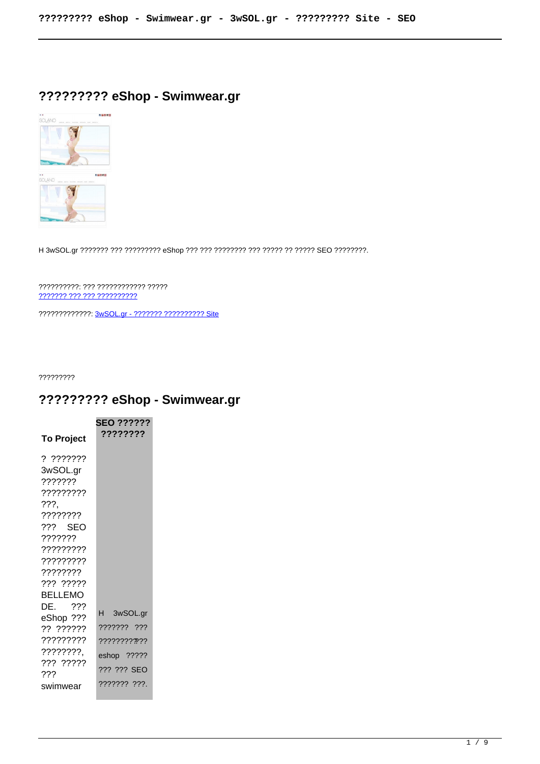# ????????? eShop - Swimwear.gr

H 3wSOL.gr ??????? ??? ????????? eShop ??? ??? ???????? ??? ????? ?? ????? SEO ????????.

??????????: ??? ???????????? ?????
??????? ??? ??? ??????????

?????????????: 3wSOL.gr - ??????? ?????????? Site

?????????

## ????????? eShop - Swimwear.gr

| To Project | SEO ?????? ???????? |
| --- | --- |
| ? ??????? 3wSOL.gr ??????? ????????? ???, ???????? ??? SEO ??????? ????????? ????????? ???????? ??? ????? BELLEMO DE. ??? eShop ??? ?? ?????? ????????? ????????, ??? ????? ??? swimwear | H 3wSOL.gr ??????? ??? ????????? ??? eshop ????? ??? ??? SEO ??????? ???. |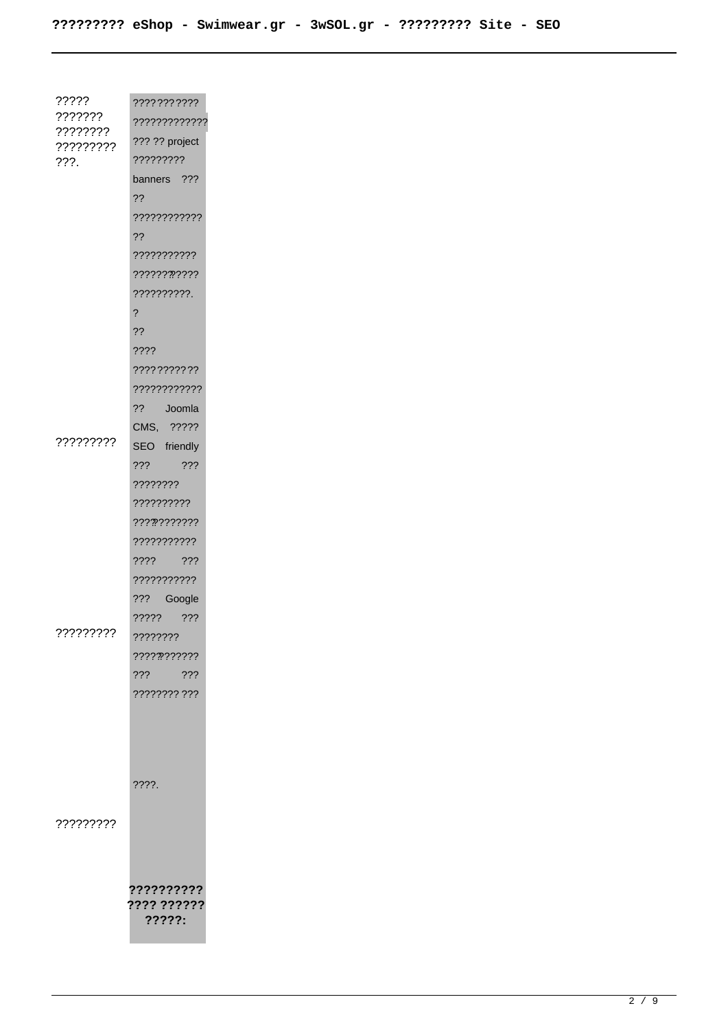| | |
|---|---|
| ????? ??????? ???????? ????????? ???. | ??????????? ???????????? ??? ?? project ????????? banners ??? ?? ???????????? ?? ??????????? ??????????? ??????????. |
| ????????? | ? ?? ???? ??????????? ???????????? ?? Joomla CMS, ????? SEO friendly ??? ??? ???????? ?????????? ???????????? ??????????? ???? ??? ??????????? ??? Google |
| ????????? | ????? ??? ???????? ???????????? ??? ??? ???????? ??? ????. |
| ????????? | |
| | **?????????? ???? ?????? ?????:** |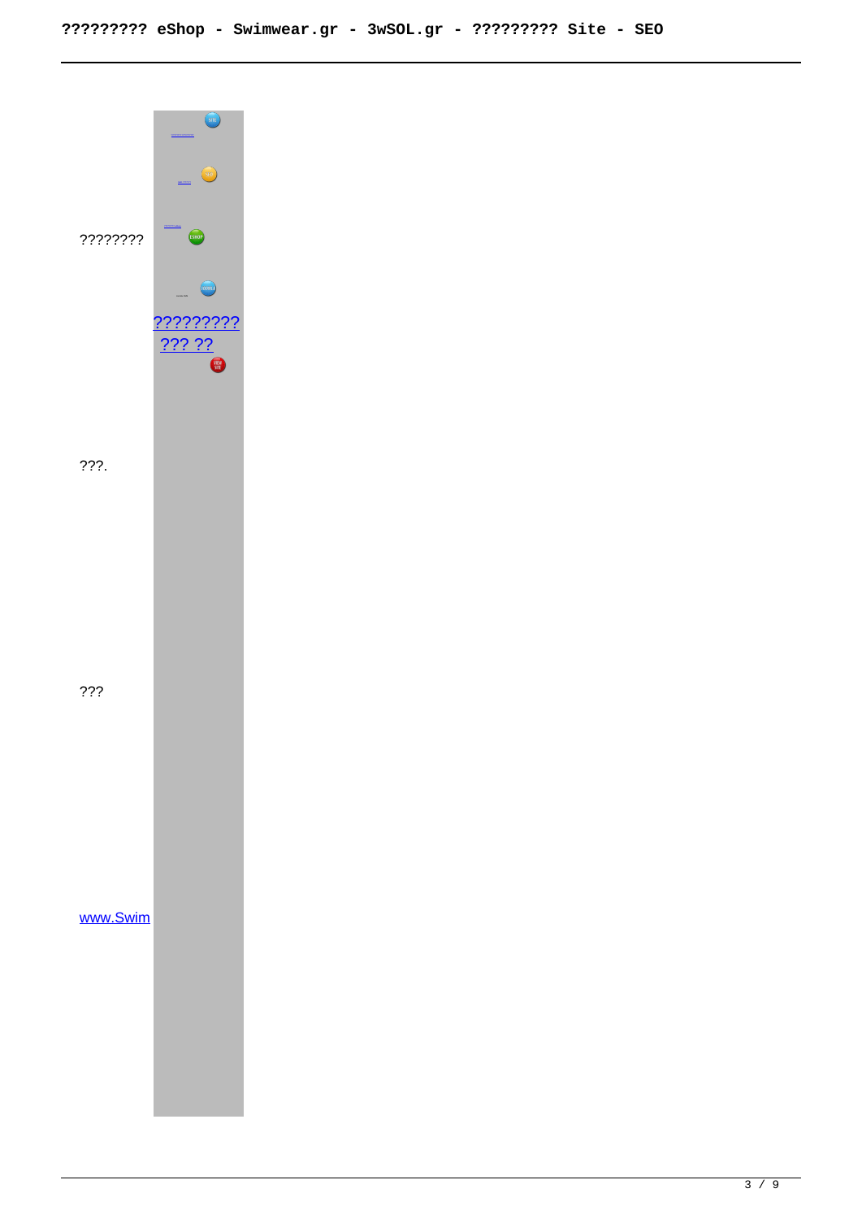????????

?????????

??? ??

???.

???

www.Swim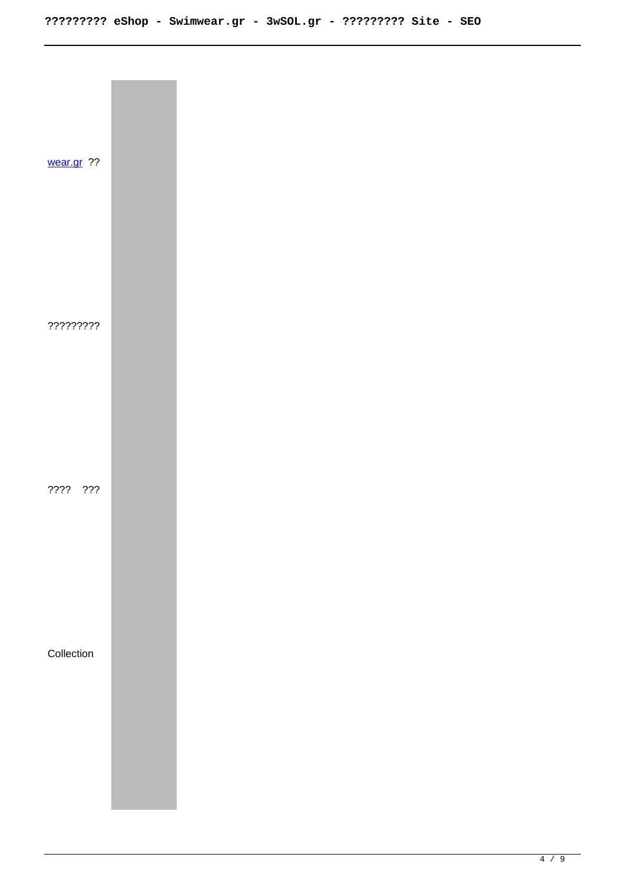wear.gr ??

?????????

???? ???

Collection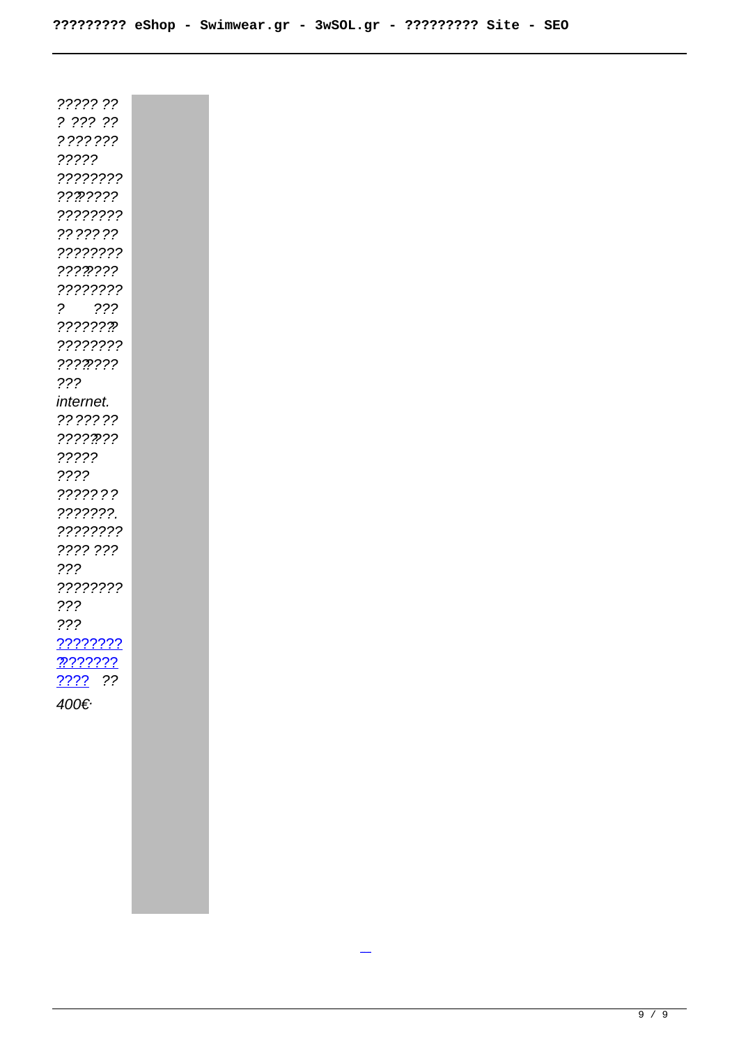*????? ?? ? ??? ?? ??????? ????? ???????? ???????? ???????? ?? ????? ???????? ???????? ???????? ? ??? ???????? ???????? ???????? ??? internet. ?? ????? ???????? ????? ???? ??????? ???????. ???????? ???? ??? ??? ???????? ??? ???* [???????? ???????? ????] *??*

*400€·*